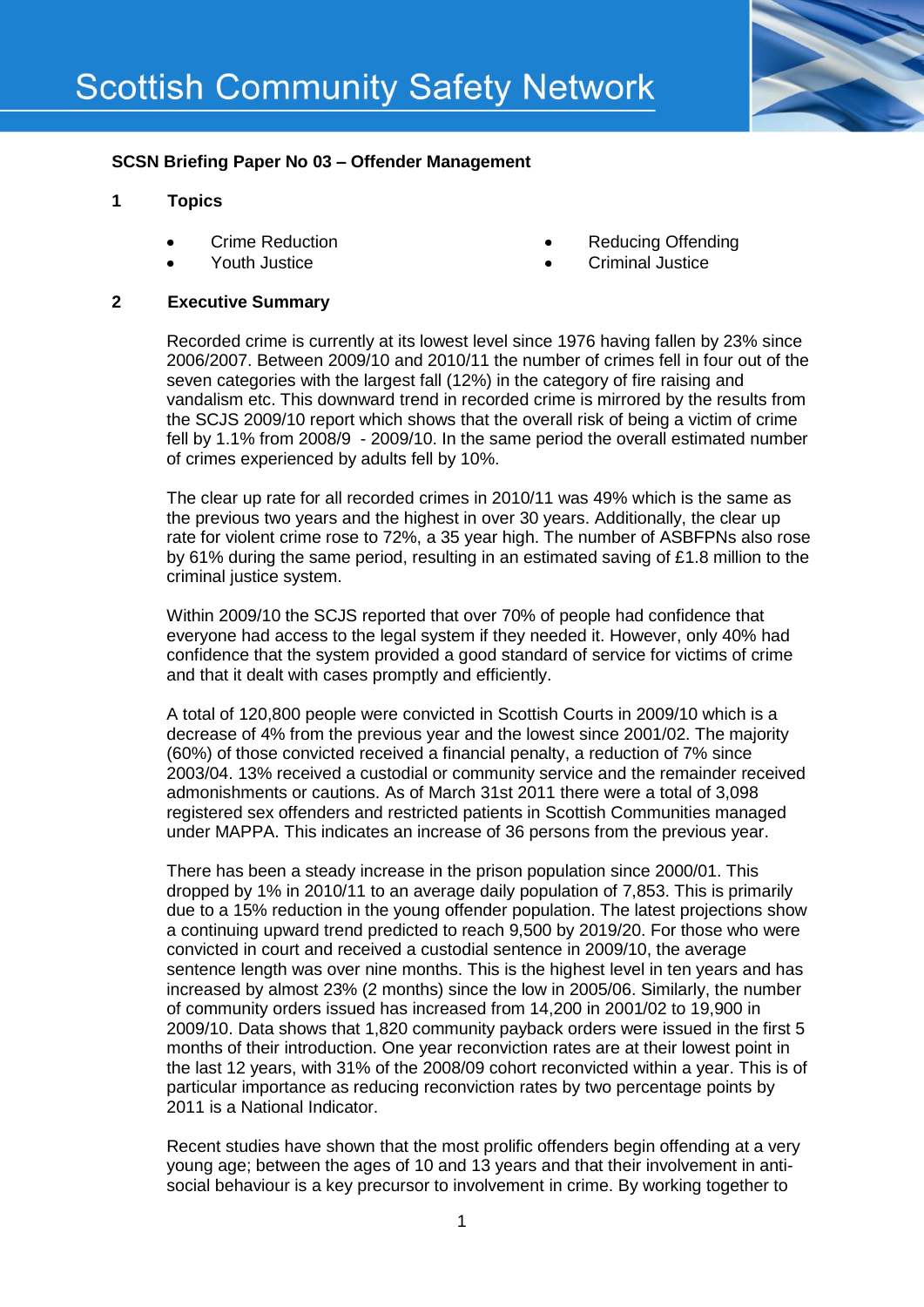# Scottish Community Safety Network

**SCSN Briefing Paper No 03 – Offender Management**

## 1 Topics

- Crime Reduction
- Youth Justice
- Reducing Offending
- Criminal Justice

## 2 Executive Summary

Recorded crime is currently at its lowest level since 1976 having fallen by 23% since 2006/2007. Between 2009/10 and 2010/11 the number of crimes fell in four out of the seven categories with the largest fall (12%) in the category of fire raising and vandalism etc. This downward trend in recorded crime is mirrored by the results from the SCJS 2009/10 report which shows that the overall risk of being a victim of crime fell by 1.1% from 2008/9 - 2009/10. In the same period the overall estimated number of crimes experienced by adults fell by 10%.

The clear up rate for all recorded crimes in 2010/11 was 49% which is the same as the previous two years and the highest in over 30 years. Additionally, the clear up rate for violent crime rose to 72%, a 35 year high. The number of ASBFPNs also rose by 61% during the same period, resulting in an estimated saving of £1.8 million to the criminal justice system.

Within 2009/10 the SCJS reported that over 70% of people had confidence that everyone had access to the legal system if they needed it. However, only 40% had confidence that the system provided a good standard of service for victims of crime and that it dealt with cases promptly and efficiently.

A total of 120,800 people were convicted in Scottish Courts in 2009/10 which is a decrease of 4% from the previous year and the lowest since 2001/02. The majority (60%) of those convicted received a financial penalty, a reduction of 7% since 2003/04. 13% received a custodial or community service and the remainder received admonishments or cautions. As of March 31st 2011 there were a total of 3,098 registered sex offenders and restricted patients in Scottish Communities managed under MAPPA. This indicates an increase of 36 persons from the previous year.

There has been a steady increase in the prison population since 2000/01. This dropped by 1% in 2010/11 to an average daily population of 7,853. This is primarily due to a 15% reduction in the young offender population. The latest projections show a continuing upward trend predicted to reach 9,500 by 2019/20. For those who were convicted in court and received a custodial sentence in 2009/10, the average sentence length was over nine months. This is the highest level in ten years and has increased by almost 23% (2 months) since the low in 2005/06. Similarly, the number of community orders issued has increased from 14,200 in 2001/02 to 19,900 in 2009/10. Data shows that 1,820 community payback orders were issued in the first 5 months of their introduction. One year reconviction rates are at their lowest point in the last 12 years, with 31% of the 2008/09 cohort reconvicted within a year. This is of particular importance as reducing reconviction rates by two percentage points by 2011 is a National Indicator.

Recent studies have shown that the most prolific offenders begin offending at a very young age; between the ages of 10 and 13 years and that their involvement in anti-social behaviour is a key precursor to involvement in crime. By working together to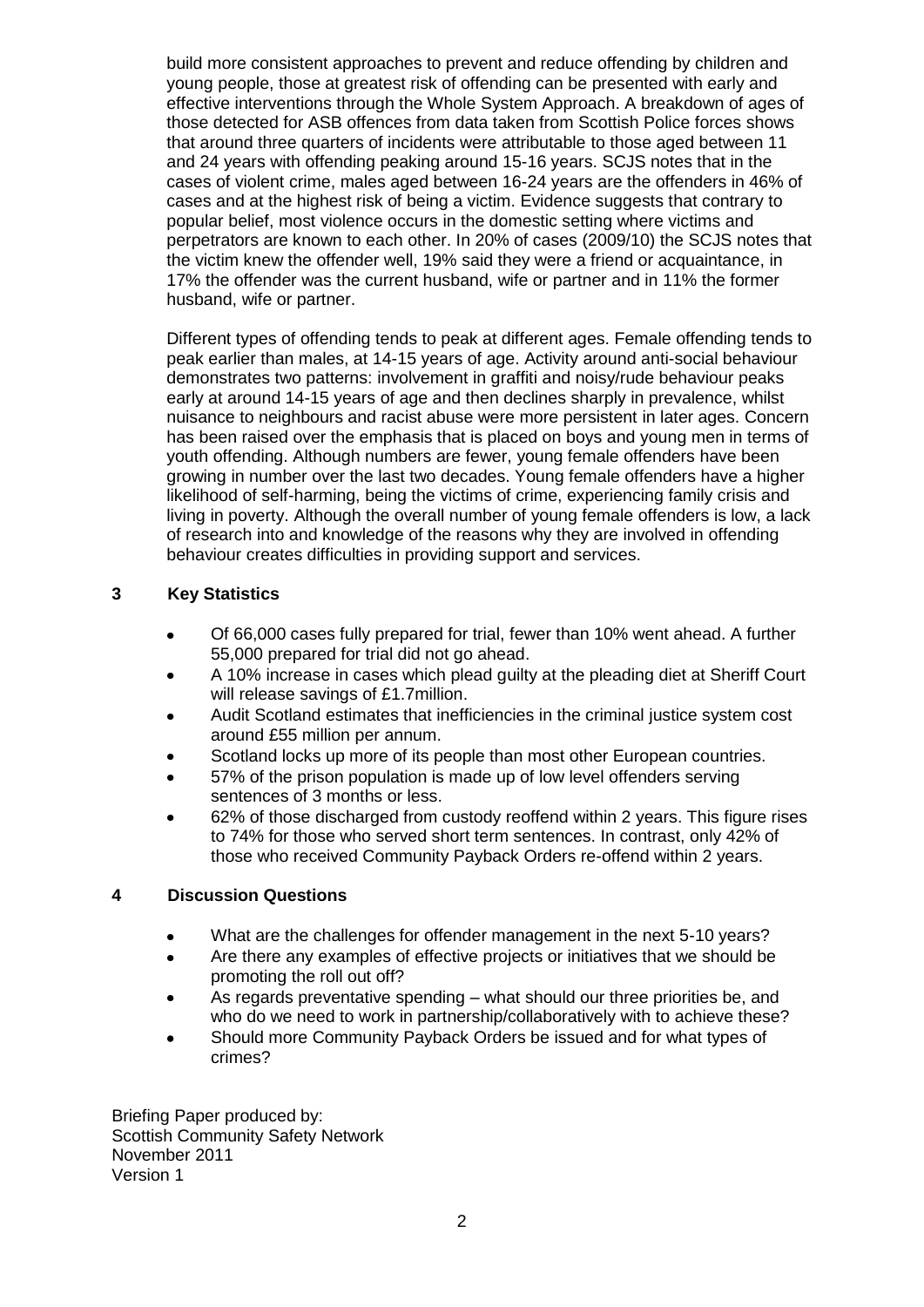build more consistent approaches to prevent and reduce offending by children and young people, those at greatest risk of offending can be presented with early and effective interventions through the Whole System Approach. A breakdown of ages of those detected for ASB offences from data taken from Scottish Police forces shows that around three quarters of incidents were attributable to those aged between 11 and 24 years with offending peaking around 15-16 years. SCJS notes that in the cases of violent crime, males aged between 16-24 years are the offenders in 46% of cases and at the highest risk of being a victim. Evidence suggests that contrary to popular belief, most violence occurs in the domestic setting where victims and perpetrators are known to each other. In 20% of cases (2009/10) the SCJS notes that the victim knew the offender well, 19% said they were a friend or acquaintance, in 17% the offender was the current husband, wife or partner and in 11% the former husband, wife or partner.

Different types of offending tends to peak at different ages. Female offending tends to peak earlier than males, at 14-15 years of age. Activity around anti-social behaviour demonstrates two patterns: involvement in graffiti and noisy/rude behaviour peaks early at around 14-15 years of age and then declines sharply in prevalence, whilst nuisance to neighbours and racist abuse were more persistent in later ages. Concern has been raised over the emphasis that is placed on boys and young men in terms of youth offending. Although numbers are fewer, young female offenders have been growing in number over the last two decades. Young female offenders have a higher likelihood of self-harming, being the victims of crime, experiencing family crisis and living in poverty. Although the overall number of young female offenders is low, a lack of research into and knowledge of the reasons why they are involved in offending behaviour creates difficulties in providing support and services.

## 3 Key Statistics

- Of 66,000 cases fully prepared for trial, fewer than 10% went ahead. A further 55,000 prepared for trial did not go ahead.
- A 10% increase in cases which plead guilty at the pleading diet at Sheriff Court will release savings of £1.7million.
- Audit Scotland estimates that inefficiencies in the criminal justice system cost around £55 million per annum.
- Scotland locks up more of its people than most other European countries.
- 57% of the prison population is made up of low level offenders serving sentences of 3 months or less.
- 62% of those discharged from custody reoffend within 2 years. This figure rises to 74% for those who served short term sentences. In contrast, only 42% of those who received Community Payback Orders re-offend within 2 years.

## 4 Discussion Questions

- What are the challenges for offender management in the next 5-10 years?
- Are there any examples of effective projects or initiatives that we should be promoting the roll out off?
- As regards preventative spending – what should our three priorities be, and who do we need to work in partnership/collaboratively with to achieve these?
- Should more Community Payback Orders be issued and for what types of crimes?

Briefing Paper produced by:
Scottish Community Safety Network
November 2011
Version 1